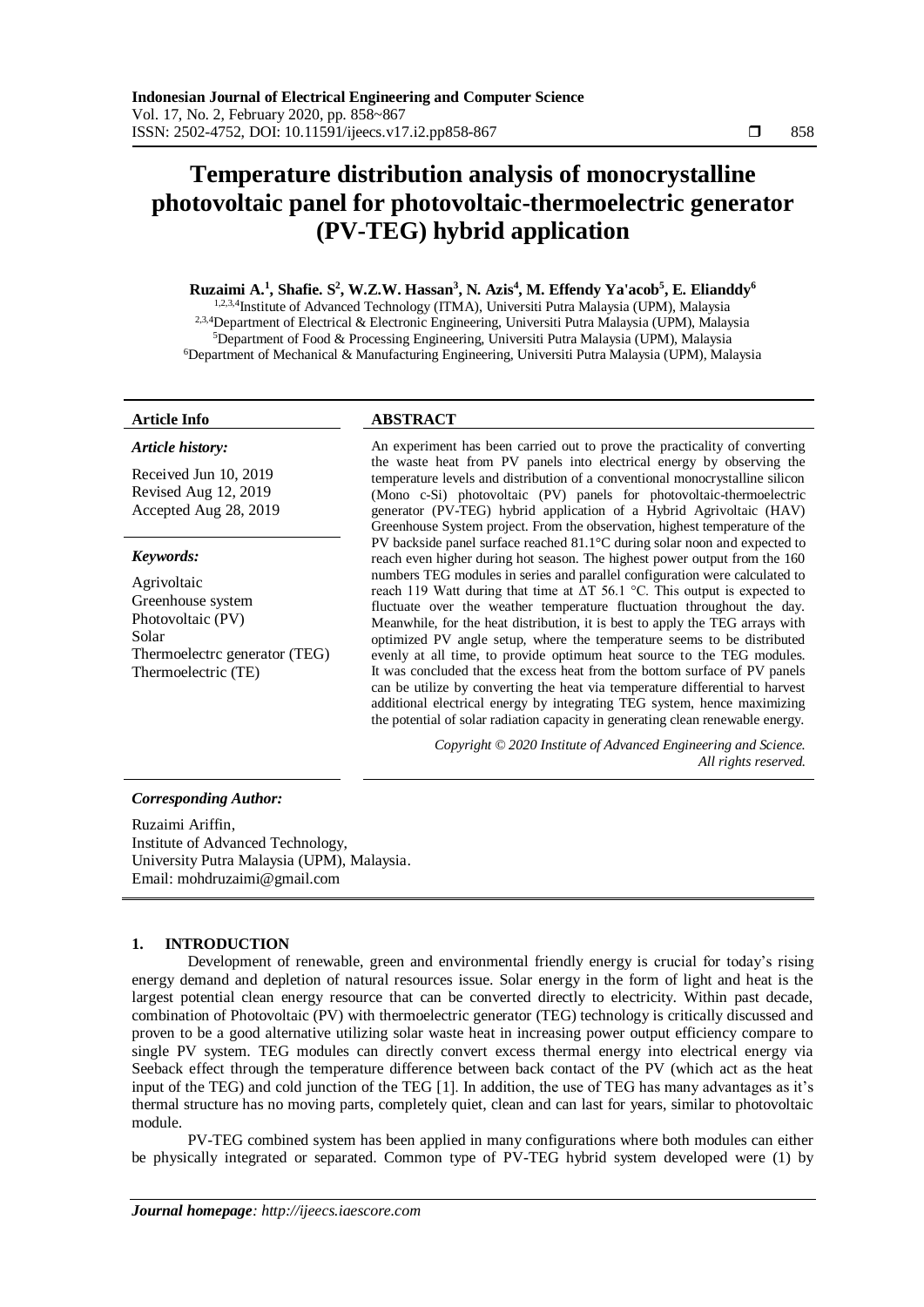**Indonesian Journal of Electrical Engineering and Computer Science**
Vol. 17, No. 2, February 2020, pp. 858~867
ISSN: 2502-4752, DOI: 10.11591/ijeecs.v17.i2.pp858-867

# Temperature distribution analysis of monocrystalline photovoltaic panel for photovoltaic-thermoelectric generator (PV-TEG) hybrid application

**Ruzaimi A.[1], Shafie. S[2], W.Z.W. Hassan[3], N. Azis[4], M. Effendy Ya'acob[5], E. Elianddy[6]**

[1,2,3,4]Institute of Advanced Technology (ITMA), Universiti Putra Malaysia (UPM), Malaysia
[2,3,4]Department of Electrical & Electronic Engineering, Universiti Putra Malaysia (UPM), Malaysia
[5]Department of Food & Processing Engineering, Universiti Putra Malaysia (UPM), Malaysia
[6]Department of Mechanical & Manufacturing Engineering, Universiti Putra Malaysia (UPM), Malaysia

**Article Info**

*Article history:*

Received Jun 10, 2019
Revised Aug 12, 2019
Accepted Aug 28, 2019

*Keywords:*

Agrivoltaic
Greenhouse system
Photovoltaic (PV)
Solar
Thermoelectrc generator (TEG)
Thermoelectric (TE)

**ABSTRACT**

An experiment has been carried out to prove the practicality of converting the waste heat from PV panels into electrical energy by observing the temperature levels and distribution of a conventional monocrystalline silicon (Mono c-Si) photovoltaic (PV) panels for photovoltaic-thermoelectric generator (PV-TEG) hybrid application of a Hybrid Agrivoltaic (HAV) Greenhouse System project. From the observation, highest temperature of the PV backside panel surface reached 81.1°C during solar noon and expected to reach even higher during hot season. The highest power output from the 160 numbers TEG modules in series and parallel configuration were calculated to reach 119 Watt during that time at ΔT 56.1 °C. This output is expected to fluctuate over the weather temperature fluctuation throughout the day. Meanwhile, for the heat distribution, it is best to apply the TEG arrays with optimized PV angle setup, where the temperature seems to be distributed evenly at all time, to provide optimum heat source to the TEG modules. It was concluded that the excess heat from the bottom surface of PV panels can be utilize by converting the heat via temperature differential to harvest additional electrical energy by integrating TEG system, hence maximizing the potential of solar radiation capacity in generating clean renewable energy.

*Copyright © 2020 Institute of Advanced Engineering and Science. All rights reserved.*

***Corresponding Author:***

Ruzaimi Ariffin,
Institute of Advanced Technology,
University Putra Malaysia (UPM), Malaysia.
Email: mohdruzaimi@gmail.com

## 1. INTRODUCTION

Development of renewable, green and environmental friendly energy is crucial for today's rising energy demand and depletion of natural resources issue. Solar energy in the form of light and heat is the largest potential clean energy resource that can be converted directly to electricity. Within past decade, combination of Photovoltaic (PV) with thermoelectric generator (TEG) technology is critically discussed and proven to be a good alternative utilizing solar waste heat in increasing power output efficiency compare to single PV system. TEG modules can directly convert excess thermal energy into electrical energy via Seeback effect through the temperature difference between back contact of the PV (which act as the heat input of the TEG) and cold junction of the TEG [1]. In addition, the use of TEG has many advantages as it's thermal structure has no moving parts, completely quiet, clean and can last for years, similar to photovoltaic module.

PV-TEG combined system has been applied in many configurations where both modules can either be physically integrated or separated. Common type of PV-TEG hybrid system developed were (1) by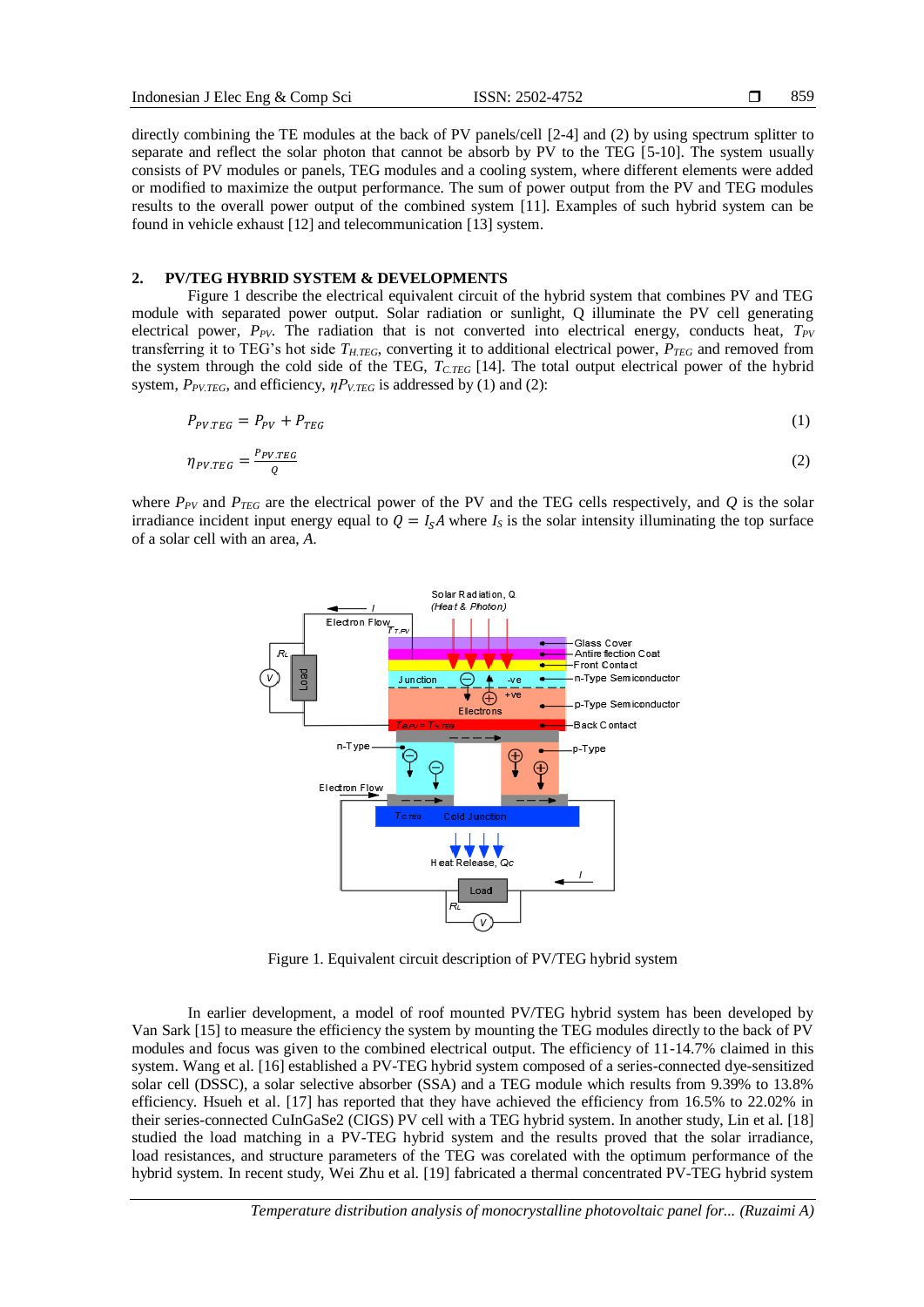directly combining the TE modules at the back of PV panels/cell [2-4] and (2) by using spectrum splitter to separate and reflect the solar photon that cannot be absorb by PV to the TEG [5-10]. The system usually consists of PV modules or panels, TEG modules and a cooling system, where different elements were added or modified to maximize the output performance. The sum of power output from the PV and TEG modules results to the overall power output of the combined system [11]. Examples of such hybrid system can be found in vehicle exhaust [12] and telecommunication [13] system.

## 2. PV/TEG HYBRID SYSTEM & DEVELOPMENTS

Figure 1 describe the electrical equivalent circuit of the hybrid system that combines PV and TEG module with separated power output. Solar radiation or sunlight, Q illuminate the PV cell generating electrical power, $P_{PV}$. The radiation that is not converted into electrical energy, conducts heat, $T_{PV}$ transferring it to TEG's hot side $T_{H.TEG}$, converting it to additional electrical power, $P_{TEG}$ and removed from the system through the cold side of the TEG, $T_{C.TEG}$ [14]. The total output electrical power of the hybrid system, $P_{PV.TEG}$, and efficiency, $\eta P_{V.TEG}$ is addressed by (1) and (2):

$$P_{PV.TEG} = P_{PV} + P_{TEG} \tag{1}$$

$$\eta_{PV.TEG} = \frac{P_{PV.TEG}}{Q} \tag{2}$$

where $P_{PV}$ and $P_{TEG}$ are the electrical power of the PV and the TEG cells respectively, and $Q$ is the solar irradiance incident input energy equal to $Q = I_S A$ where $I_S$ is the solar intensity illuminating the top surface of a solar cell with an area, $A$.

Figure 1. Equivalent circuit description of PV/TEG hybrid system

In earlier development, a model of roof mounted PV/TEG hybrid system has been developed by Van Sark [15] to measure the efficiency the system by mounting the TEG modules directly to the back of PV modules and focus was given to the combined electrical output. The efficiency of 11-14.7% claimed in this system. Wang et al. [16] established a PV-TEG hybrid system composed of a series-connected dye-sensitized solar cell (DSSC), a solar selective absorber (SSA) and a TEG module which results from 9.39% to 13.8% efficiency. Hsueh et al. [17] has reported that they have achieved the efficiency from 16.5% to 22.02% in their series-connected CuInGaSe2 (CIGS) PV cell with a TEG hybrid system. In another study, Lin et al. [18] studied the load matching in a PV-TEG hybrid system and the results proved that the solar irradiance, load resistances, and structure parameters of the TEG was corelated with the optimum performance of the hybrid system. In recent study, Wei Zhu et al. [19] fabricated a thermal concentrated PV-TEG hybrid system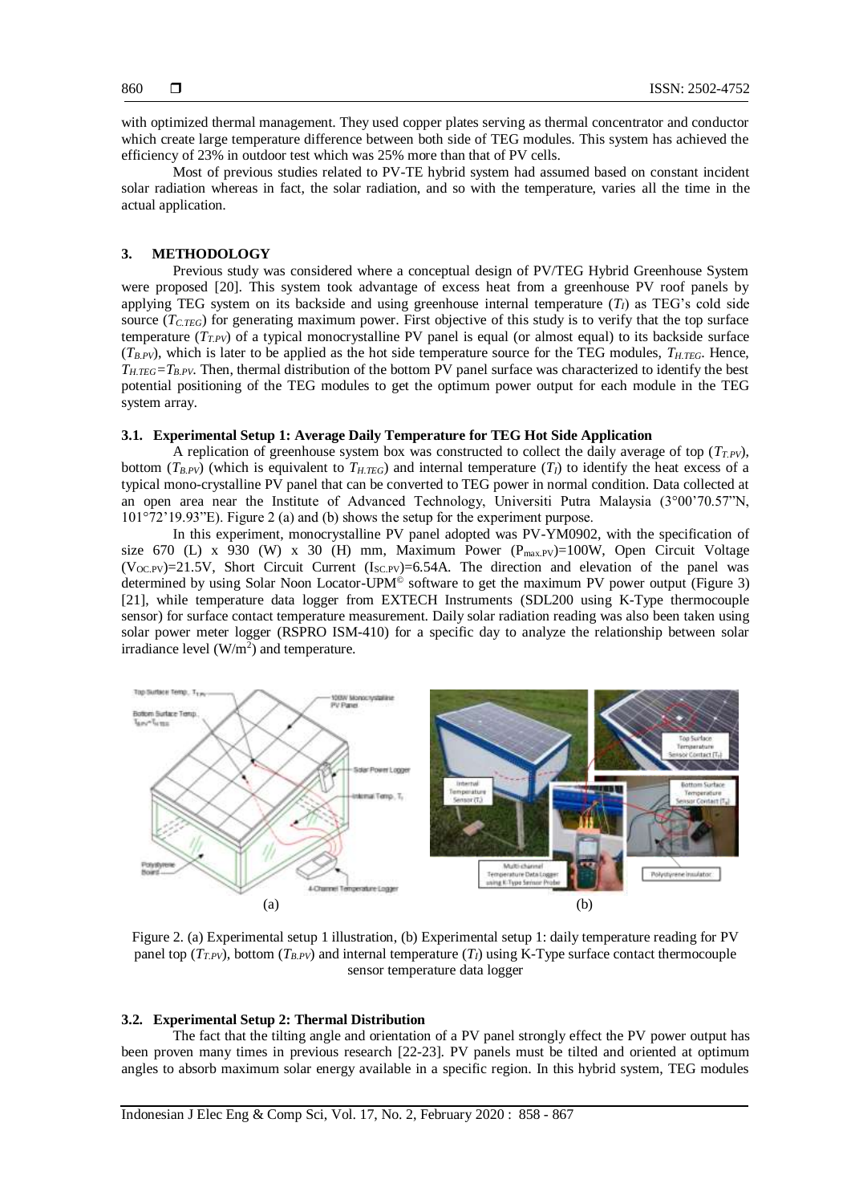with optimized thermal management. They used copper plates serving as thermal concentrator and conductor which create large temperature difference between both side of TEG modules. This system has achieved the efficiency of 23% in outdoor test which was 25% more than that of PV cells.

Most of previous studies related to PV-TE hybrid system had assumed based on constant incident solar radiation whereas in fact, the solar radiation, and so with the temperature, varies all the time in the actual application.

## 3. METHODOLOGY

Previous study was considered where a conceptual design of PV/TEG Hybrid Greenhouse System were proposed [20]. This system took advantage of excess heat from a greenhouse PV roof panels by applying TEG system on its backside and using greenhouse internal temperature ($T_I$) as TEG's cold side source ($T_{C.TEG}$) for generating maximum power. First objective of this study is to verify that the top surface temperature ($T_{T.PV}$) of a typical monocrystalline PV panel is equal (or almost equal) to its backside surface ($T_{B.PV}$), which is later to be applied as the hot side temperature source for the TEG modules, $T_{H.TEG}$. Hence, $T_{H.TEG}=T_{B.PV}$. Then, thermal distribution of the bottom PV panel surface was characterized to identify the best potential positioning of the TEG modules to get the optimum power output for each module in the TEG system array.

### 3.1. Experimental Setup 1: Average Daily Temperature for TEG Hot Side Application

A replication of greenhouse system box was constructed to collect the daily average of top ($T_{T.PV}$), bottom ($T_{B.PV}$) (which is equivalent to $T_{H.TEG}$) and internal temperature ($T_I$) to identify the heat excess of a typical mono-crystalline PV panel that can be converted to TEG power in normal condition. Data collected at an open area near the Institute of Advanced Technology, Universiti Putra Malaysia (3°00'70.57"N, 101°72'19.93"E). Figure 2 (a) and (b) shows the setup for the experiment purpose.

In this experiment, monocrystalline PV panel adopted was PV-YM0902, with the specification of size 670 (L) x 930 (W) x 30 (H) mm, Maximum Power ($P_{max.PV}$)=100W, Open Circuit Voltage ($V_{OC.PV}$)=21.5V, Short Circuit Current ($I_{SC.PV}$)=6.54A. The direction and elevation of the panel was determined by using Solar Noon Locator-UPM© software to get the maximum PV power output (Figure 3) [21], while temperature data logger from EXTECH Instruments (SDL200 using K-Type thermocouple sensor) for surface contact temperature measurement. Daily solar radiation reading was also been taken using solar power meter logger (RSPRO ISM-410) for a specific day to analyze the relationship between solar irradiance level (W/m$^2$) and temperature.

Figure 2. (a) Experimental setup 1 illustration, (b) Experimental setup 1: daily temperature reading for PV panel top ($T_{T.PV}$), bottom ($T_{B.PV}$) and internal temperature ($T_I$) using K-Type surface contact thermocouple sensor temperature data logger

### 3.2. Experimental Setup 2: Thermal Distribution

The fact that the tilting angle and orientation of a PV panel strongly effect the PV power output has been proven many times in previous research [22-23]. PV panels must be tilted and oriented at optimum angles to absorb maximum solar energy available in a specific region. In this hybrid system, TEG modules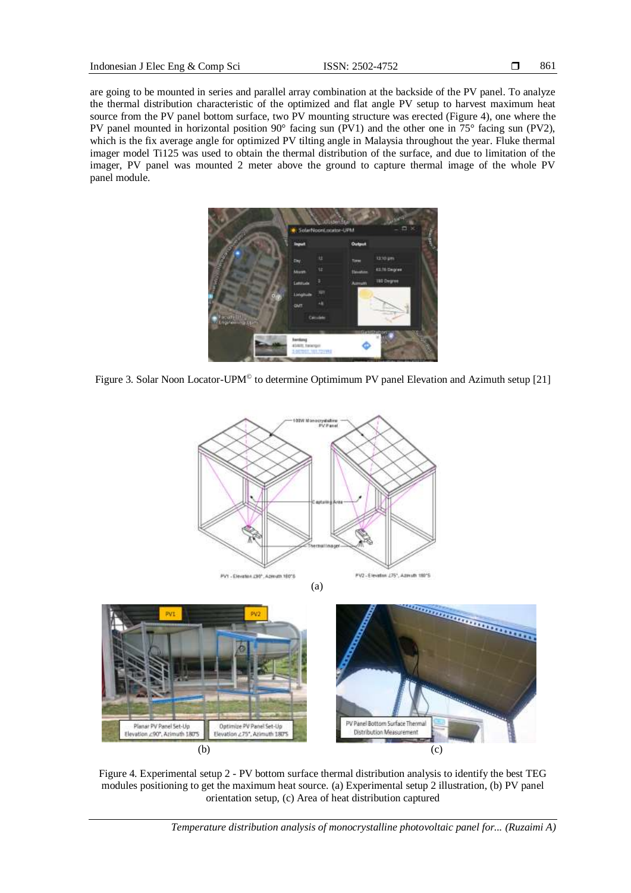are going to be mounted in series and parallel array combination at the backside of the PV panel. To analyze the thermal distribution characteristic of the optimized and flat angle PV setup to harvest maximum heat source from the PV panel bottom surface, two PV mounting structure was erected (Figure 4), one where the PV panel mounted in horizontal position 90° facing sun (PV1) and the other one in 75° facing sun (PV2), which is the fix average angle for optimized PV tilting angle in Malaysia throughout the year. Fluke thermal imager model Ti125 was used to obtain the thermal distribution of the surface, and due to limitation of the imager, PV panel was mounted 2 meter above the ground to capture thermal image of the whole PV panel module.

Figure 3. Solar Noon Locator-UPM© to determine Optimimum PV panel Elevation and Azimuth setup [21]

Figure 4. Experimental setup 2 - PV bottom surface thermal distribution analysis to identify the best TEG modules positioning to get the maximum heat source. (a) Experimental setup 2 illustration, (b) PV panel orientation setup, (c) Area of heat distribution captured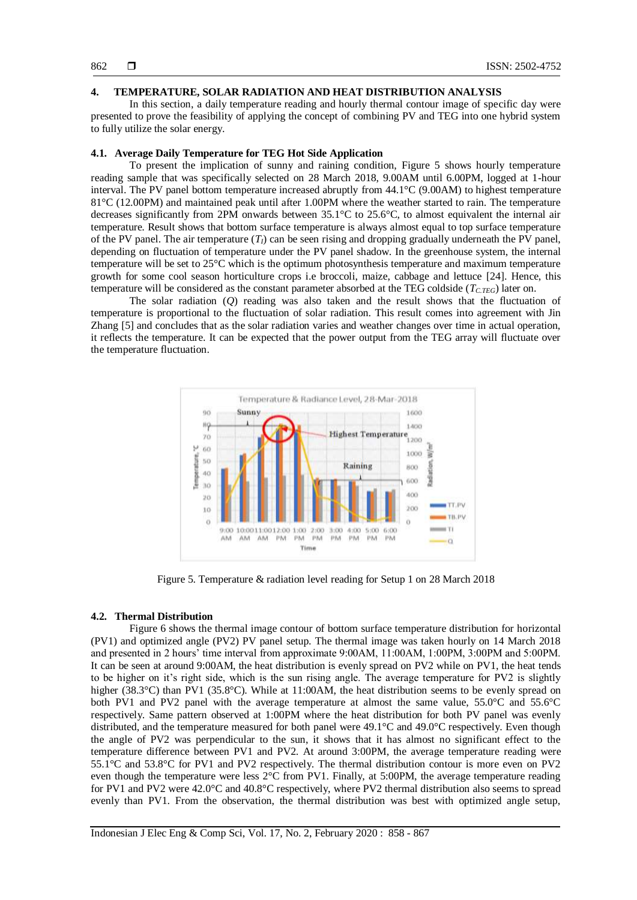## 4. TEMPERATURE, SOLAR RADIATION AND HEAT DISTRIBUTION ANALYSIS

In this section, a daily temperature reading and hourly thermal contour image of specific day were presented to prove the feasibility of applying the concept of combining PV and TEG into one hybrid system to fully utilize the solar energy.

### 4.1. Average Daily Temperature for TEG Hot Side Application

To present the implication of sunny and raining condition, Figure 5 shows hourly temperature reading sample that was specifically selected on 28 March 2018, 9.00AM until 6.00PM, logged at 1-hour interval. The PV panel bottom temperature increased abruptly from 44.1°C (9.00AM) to highest temperature 81°C (12.00PM) and maintained peak until after 1.00PM where the weather started to rain. The temperature decreases significantly from 2PM onwards between 35.1°C to 25.6°C, to almost equivalent the internal air temperature. Result shows that bottom surface temperature is always almost equal to top surface temperature of the PV panel. The air temperature ($T_I$) can be seen rising and dropping gradually underneath the PV panel, depending on fluctuation of temperature under the PV panel shadow. In the greenhouse system, the internal temperature will be set to 25°C which is the optimum photosynthesis temperature and maximum temperature growth for some cool season horticulture crops i.e broccoli, maize, cabbage and lettuce [24]. Hence, this temperature will be considered as the constant parameter absorbed at the TEG coldside ($T_{C.TEG}$) later on.

The solar radiation ($Q$) reading was also taken and the result shows that the fluctuation of temperature is proportional to the fluctuation of solar radiation. This result comes into agreement with Jin Zhang [5] and concludes that as the solar radiation varies and weather changes over time in actual operation, it reflects the temperature. It can be expected that the power output from the TEG array will fluctuate over the temperature fluctuation.

Figure 5. Temperature & radiation level reading for Setup 1 on 28 March 2018

### 4.2. Thermal Distribution

Figure 6 shows the thermal image contour of bottom surface temperature distribution for horizontal (PV1) and optimized angle (PV2) PV panel setup. The thermal image was taken hourly on 14 March 2018 and presented in 2 hours' time interval from approximate 9:00AM, 11:00AM, 1:00PM, 3:00PM and 5:00PM. It can be seen at around 9:00AM, the heat distribution is evenly spread on PV2 while on PV1, the heat tends to be higher on it's right side, which is the sun rising angle. The average temperature for PV2 is slightly higher (38.3°C) than PV1 (35.8°C). While at 11:00AM, the heat distribution seems to be evenly spread on both PV1 and PV2 panel with the average temperature at almost the same value, 55.0°C and 55.6°C respectively. Same pattern observed at 1:00PM where the heat distribution for both PV panel was evenly distributed, and the temperature measured for both panel were 49.1°C and 49.0°C respectively. Even though the angle of PV2 was perpendicular to the sun, it shows that it has almost no significant effect to the temperature difference between PV1 and PV2. At around 3:00PM, the average temperature reading were 55.1°C and 53.8°C for PV1 and PV2 respectively. The thermal distribution contour is more even on PV2 even though the temperature were less 2°C from PV1. Finally, at 5:00PM, the average temperature reading for PV1 and PV2 were 42.0°C and 40.8°C respectively, where PV2 thermal distribution also seems to spread evenly than PV1. From the observation, the thermal distribution was best with optimized angle setup,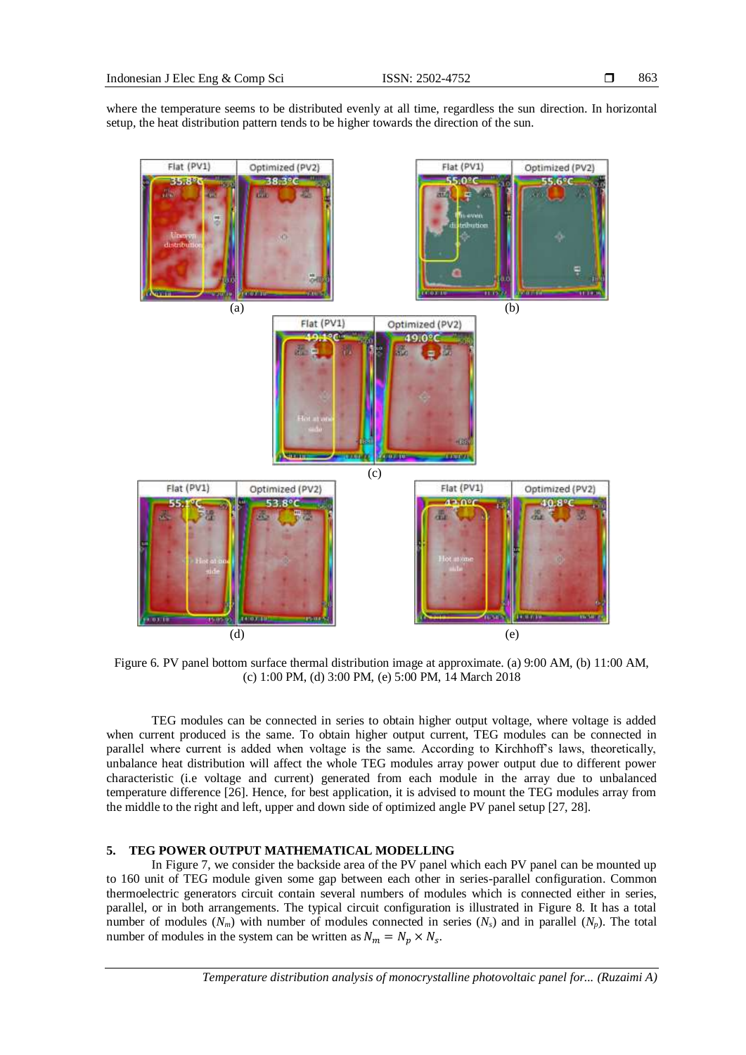where the temperature seems to be distributed evenly at all time, regardless the sun direction. In horizontal setup, the heat distribution pattern tends to be higher towards the direction of the sun.

Figure 6. PV panel bottom surface thermal distribution image at approximate. (a) 9:00 AM, (b) 11:00 AM, (c) 1:00 PM, (d) 3:00 PM, (e) 5:00 PM, 14 March 2018

TEG modules can be connected in series to obtain higher output voltage, where voltage is added when current produced is the same. To obtain higher output current, TEG modules can be connected in parallel where current is added when voltage is the same. According to Kirchhoff's laws, theoretically, unbalance heat distribution will affect the whole TEG modules array power output due to different power characteristic (i.e voltage and current) generated from each module in the array due to unbalanced temperature difference [26]. Hence, for best application, it is advised to mount the TEG modules array from the middle to the right and left, upper and down side of optimized angle PV panel setup [27, 28].

## 5. TEG POWER OUTPUT MATHEMATICAL MODELLING

In Figure 7, we consider the backside area of the PV panel which each PV panel can be mounted up to 160 unit of TEG module given some gap between each other in series-parallel configuration. Common thermoelectric generators circuit contain several numbers of modules which is connected either in series, parallel, or in both arrangements. The typical circuit configuration is illustrated in Figure 8. It has a total number of modules ($N_m$) with number of modules connected in series ($N_s$) and in parallel ($N_p$). The total number of modules in the system can be written as $N_m = N_p \times N_s$.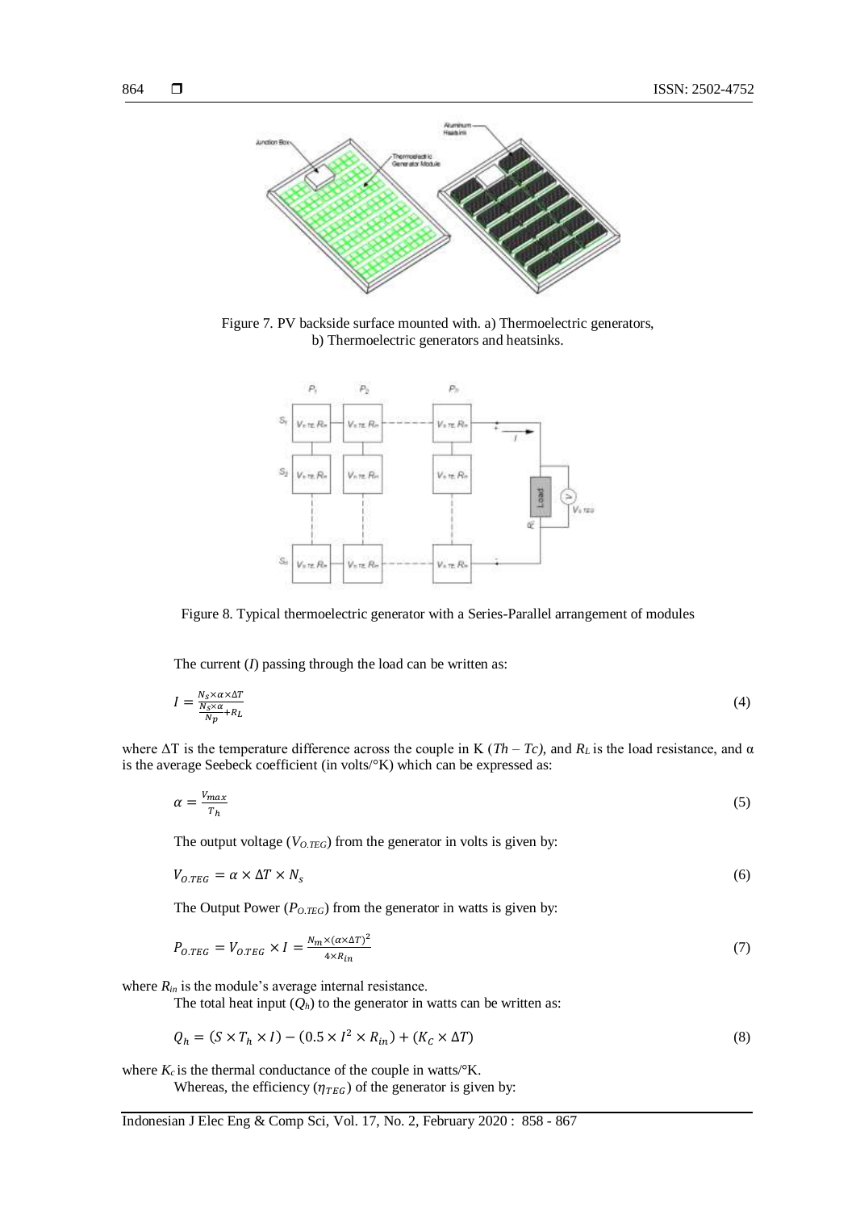Figure 7. PV backside surface mounted with. a) Thermoelectric generators, b) Thermoelectric generators and heatsinks.

Figure 8. Typical thermoelectric generator with a Series-Parallel arrangement of modules

The current ($I$) passing through the load can be written as:

$$I = \frac{N_S \times \alpha \times \Delta T}{\frac{N_S \times \alpha}{N_P} + R_L} \tag{4}$$

where ΔT is the temperature difference across the couple in K ($Th - Tc$), and $R_L$ is the load resistance, and α is the average Seebeck coefficient (in volts/°K) which can be expressed as:

$$\alpha = \frac{V_{max}}{T_h} \tag{5}$$

The output voltage ($V_{O.TEG}$) from the generator in volts is given by:

$$V_{O.TEG} = \alpha \times \Delta T \times N_s \tag{6}$$

The Output Power ($P_{O.TEG}$) from the generator in watts is given by:

$$P_{O.TEG} = V_{O.TEG} \times I = \frac{N_m \times (\alpha \times \Delta T)^2}{4 \times R_{in}} \tag{7}$$

where $R_{in}$ is the module's average internal resistance.

The total heat input ($Q_h$) to the generator in watts can be written as:

$$Q_h = (S \times T_h \times I) - (0.5 \times I^2 \times R_{in}) + (K_C \times \Delta T) \tag{8}$$

where $K_c$ is the thermal conductance of the couple in watts/°K.

Whereas, the efficiency ($\eta_{TEG}$) of the generator is given by: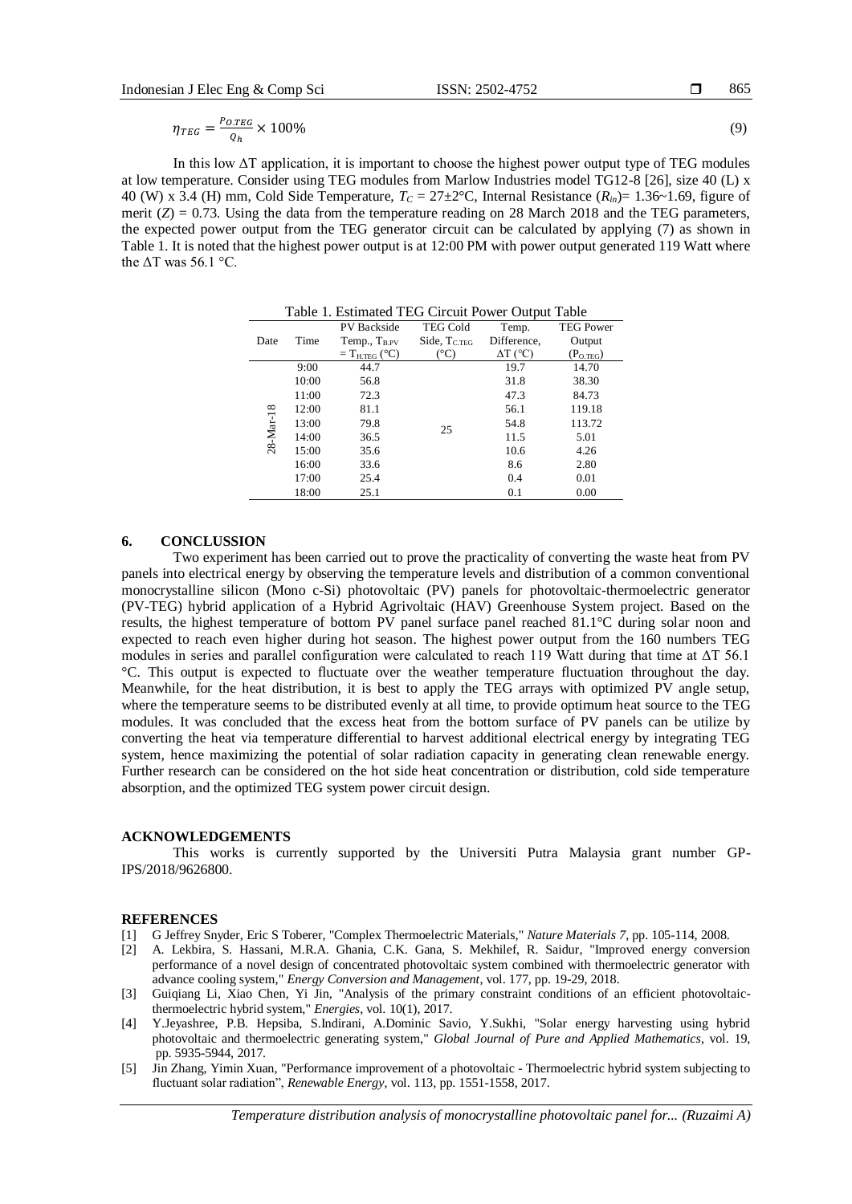$$\eta_{TEG} = \frac{P_{O.TEG}}{Q_h} \times 100\% \quad (9)$$

In this low ΔT application, it is important to choose the highest power output type of TEG modules at low temperature. Consider using TEG modules from Marlow Industries model TG12-8 [26], size 40 (L) x 40 (W) x 3.4 (H) mm, Cold Side Temperature, $T_C$ = 27±2°C, Internal Resistance ($R_{in}$)= 1.36~1.69, figure of merit ($Z$) = 0.73. Using the data from the temperature reading on 28 March 2018 and the TEG parameters, the expected power output from the TEG generator circuit can be calculated by applying (7) as shown in Table 1. It is noted that the highest power output is at 12:00 PM with power output generated 119 Watt where the ΔT was 56.1 °C.

Table 1. Estimated TEG Circuit Power Output Table

| Date | Time | PV Backside Temp., $T_{B.PV}$ = $T_{H.TEG}$ (°C) | TEG Cold Side, $T_{C.TEG}$ (°C) | Temp. Difference, ΔT (°C) | TEG Power Output ($P_{O.TEG}$) |
|---|---|---|---|---|---|
| 28-Mar-18 | 9:00 | 44.7 | 25 | 19.7 | 14.70 |
| | 10:00 | 56.8 | | 31.8 | 38.30 |
| | 11:00 | 72.3 | | 47.3 | 84.73 |
| | 12:00 | 81.1 | | 56.1 | 119.18 |
| | 13:00 | 79.8 | | 54.8 | 113.72 |
| | 14:00 | 36.5 | | 11.5 | 5.01 |
| | 15:00 | 35.6 | | 10.6 | 4.26 |
| | 16:00 | 33.6 | | 8.6 | 2.80 |
| | 17:00 | 25.4 | | 0.4 | 0.01 |
| | 18:00 | 25.1 | | 0.1 | 0.00 |

## 6. CONCLUSSION

Two experiment has been carried out to prove the practicality of converting the waste heat from PV panels into electrical energy by observing the temperature levels and distribution of a common conventional monocrystalline silicon (Mono c-Si) photovoltaic (PV) panels for photovoltaic-thermoelectric generator (PV-TEG) hybrid application of a Hybrid Agrivoltaic (HAV) Greenhouse System project. Based on the results, the highest temperature of bottom PV panel surface panel reached 81.1°C during solar noon and expected to reach even higher during hot season. The highest power output from the 160 numbers TEG modules in series and parallel configuration were calculated to reach 119 Watt during that time at ΔT 56.1 °C. This output is expected to fluctuate over the weather temperature fluctuation throughout the day. Meanwhile, for the heat distribution, it is best to apply the TEG arrays with optimized PV angle setup, where the temperature seems to be distributed evenly at all time, to provide optimum heat source to the TEG modules. It was concluded that the excess heat from the bottom surface of PV panels can be utilize by converting the heat via temperature differential to harvest additional electrical energy by integrating TEG system, hence maximizing the potential of solar radiation capacity in generating clean renewable energy. Further research can be considered on the hot side heat concentration or distribution, cold side temperature absorption, and the optimized TEG system power circuit design.

## ACKNOWLEDGEMENTS

This works is currently supported by the Universiti Putra Malaysia grant number GP-IPS/2018/9626800.

## REFERENCES

[1] G Jeffrey Snyder, Eric S Toberer, "Complex Thermoelectric Materials," *Nature Materials 7*, pp. 105-114, 2008.

[2] A. Lekbira, S. Hassani, M.R.A. Ghania, C.K. Gana, S. Mekhilef, R. Saidur, "Improved energy conversion performance of a novel design of concentrated photovoltaic system combined with thermoelectric generator with advance cooling system," *Energy Conversion and Management*, vol. 177, pp. 19-29, 2018.

[3] Guiqiang Li, Xiao Chen, Yi Jin, "Analysis of the primary constraint conditions of an efficient photovoltaic-thermoelectric hybrid system," *Energies*, vol. 10(1), 2017.

[4] Y.Jeyashree, P.B. Hepsiba, S.Indirani, A.Dominic Savio, Y.Sukhi, "Solar energy harvesting using hybrid photovoltaic and thermoelectric generating system," *Global Journal of Pure and Applied Mathematics*, vol. 19, pp. 5935-5944, 2017.

[5] Jin Zhang, Yimin Xuan, "Performance improvement of a photovoltaic - Thermoelectric hybrid system subjecting to fluctuant solar radiation", *Renewable Energy*, vol. 113, pp. 1551-1558, 2017.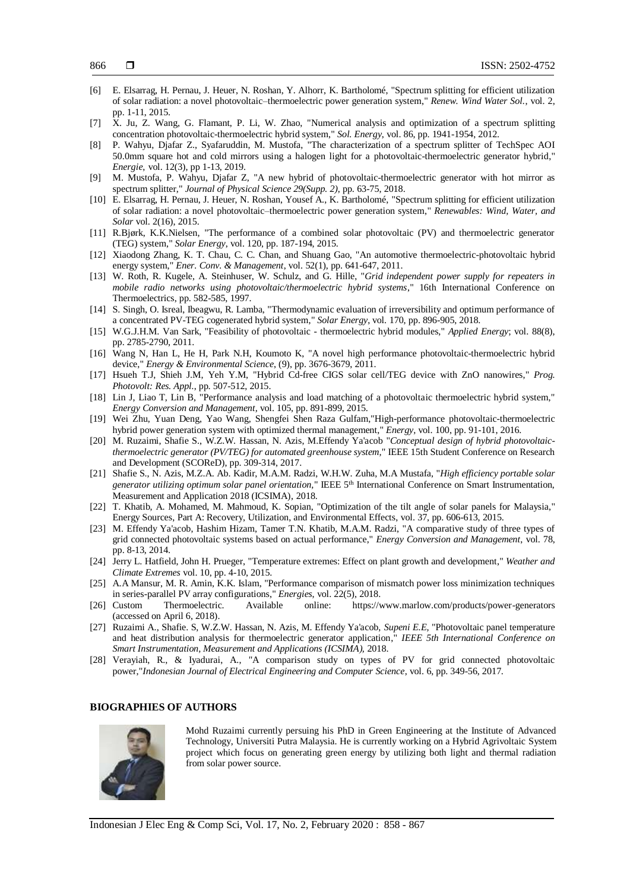[6] E. Elsarrag, H. Pernau, J. Heuer, N. Roshan, Y. Alhorr, K. Bartholomé, "Spectrum splitting for efficient utilization of solar radiation: a novel photovoltaic–thermoelectric power generation system," *Renew. Wind Water Sol.*, vol. 2, pp. 1-11, 2015.

[7] X. Ju, Z. Wang, G. Flamant, P. Li, W. Zhao, "Numerical analysis and optimization of a spectrum splitting concentration photovoltaic-thermoelectric hybrid system," *Sol. Energy*, vol. 86, pp. 1941-1954, 2012.

[8] P. Wahyu, Djafar Z., Syafaruddin, M. Mustofa, "The characterization of a spectrum splitter of TechSpec AOI 50.0mm square hot and cold mirrors using a halogen light for a photovoltaic-thermoelectric generator hybrid," *Energie*, vol. 12(3), pp 1-13, 2019.

[9] M. Mustofa, P. Wahyu, Djafar Z, "A new hybrid of photovoltaic-thermoelectric generator with hot mirror as spectrum splitter," *Journal of Physical Science 29(Supp. 2)*, pp. 63-75, 2018.

[10] E. Elsarrag, H. Pernau, J. Heuer, N. Roshan, Yousef A., K. Bartholomé, "Spectrum splitting for efficient utilization of solar radiation: a novel photovoltaic–thermoelectric power generation system," *Renewables: Wind, Water, and Solar* vol. 2(16), 2015.

[11] R.Bjørk, K.K.Nielsen, "The performance of a combined solar photovoltaic (PV) and thermoelectric generator (TEG) system," *Solar Energy*, vol. 120, pp. 187-194, 2015.

[12] Xiaodong Zhang, K. T. Chau, C. C. Chan, and Shuang Gao, "An automotive thermoelectric-photovoltaic hybrid energy system," *Ener. Conv. & Management*, vol. 52(1), pp. 641-647, 2011.

[13] W. Roth, R. Kugele, A. Steinhuser, W. Schulz, and G. Hille, "*Grid independent power supply for repeaters in mobile radio networks using photovoltaic/thermoelectric hybrid systems*," 16th International Conference on Thermoelectrics, pp. 582-585, 1997.

[14] S. Singh, O. Isreal, Ibeagwu, R. Lamba, "Thermodynamic evaluation of irreversibility and optimum performance of a concentrated PV-TEG cogenerated hybrid system," *Solar Energy*, vol. 170, pp. 896-905, 2018.

[15] W.G.J.H.M. Van Sark, "Feasibility of photovoltaic - thermoelectric hybrid modules," *Applied Energy*; vol. 88(8), pp. 2785-2790, 2011.

[16] Wang N, Han L, He H, Park N.H, Koumoto K, "A novel high performance photovoltaic-thermoelectric hybrid device," *Energy & Environmental Science*, (9), pp. 3676-3679, 2011.

[17] Hsueh T.J, Shieh J.M, Yeh Y.M, "Hybrid Cd-free CIGS solar cell/TEG device with ZnO nanowires," *Prog. Photovolt: Res. Appl.*, pp. 507-512, 2015.

[18] Lin J, Liao T, Lin B, "Performance analysis and load matching of a photovoltaic thermoelectric hybrid system," *Energy Conversion and Management*, vol. 105, pp. 891-899, 2015.

[19] Wei Zhu, Yuan Deng, Yao Wang, Shengfei Shen Raza Gulfam,"High-performance photovoltaic-thermoelectric hybrid power generation system with optimized thermal management," *Energy*, vol. 100, pp. 91-101, 2016.

[20] M. Ruzaimi, Shafie S., W.Z.W. Hassan, N. Azis, M.Effendy Ya'acob "*Conceptual design of hybrid photovoltaic-thermoelectric generator (PV/TEG) for automated greenhouse system*," IEEE 15th Student Conference on Research and Development (SCOReD), pp. 309-314, 2017.

[21] Shafie S., N. Azis, M.Z.A. Ab. Kadir, M.A.M. Radzi, W.H.W. Zuha, M.A Mustafa, "*High efficiency portable solar generator utilizing optimum solar panel orientation*," IEEE 5th International Conference on Smart Instrumentation, Measurement and Application 2018 (ICSIMA), 2018.

[22] T. Khatib, A. Mohamed, M. Mahmoud, K. Sopian, "Optimization of the tilt angle of solar panels for Malaysia," Energy Sources, Part A: Recovery, Utilization, and Environmental Effects, vol. 37, pp. 606-613, 2015.

[23] M. Effendy Ya'acob, Hashim Hizam, Tamer T.N. Khatib, M.A.M. Radzi, "A comparative study of three types of grid connected photovoltaic systems based on actual performance," *Energy Conversion and Management*, vol. 78, pp. 8-13, 2014.

[24] Jerry L. Hatfield, John H. Prueger, "Temperature extremes: Effect on plant growth and development," *Weather and Climate Extremes* vol. 10, pp. 4-10, 2015.

[25] A.A Mansur, M. R. Amin, K.K. Islam, "Performance comparison of mismatch power loss minimization techniques in series-parallel PV array configurations," *Energies*, vol. 22(5), 2018.

[26] Custom Thermoelectric. Available online: https://www.marlow.com/products/power-generators (accessed on April 6, 2018).

[27] Ruzaimi A., Shafie. S, W.Z.W. Hassan, N. Azis, M. Effendy Ya'acob, *Supeni E.E*, "Photovoltaic panel temperature and heat distribution analysis for thermoelectric generator application," *IEEE 5th International Conference on Smart Instrumentation, Measurement and Applications (ICSIMA)*, 2018.

[28] Verayiah, R., & Iyadurai, A., "A comparison study on types of PV for grid connected photovoltaic power,"*Indonesian Journal of Electrical Engineering and Computer Science*, vol. 6, pp. 349-56, 2017.

## BIOGRAPHIES OF AUTHORS

Mohd Ruzaimi currently persuing his PhD in Green Engineering at the Institute of Advanced Technology, Universiti Putra Malaysia. He is currently working on a Hybrid Agrivoltaic System project which focus on generating green energy by utilizing both light and thermal radiation from solar power source.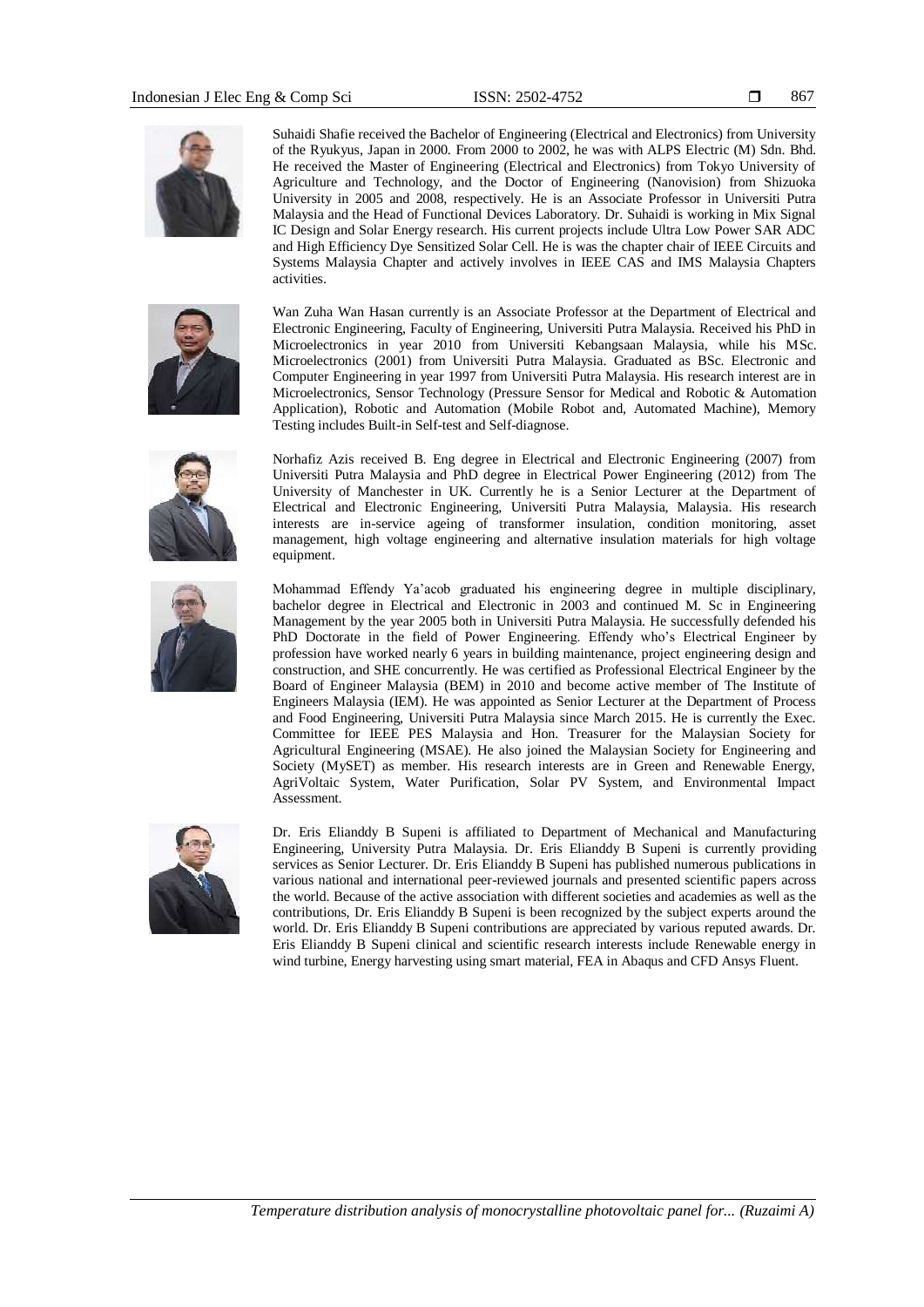Suhaidi Shafie received the Bachelor of Engineering (Electrical and Electronics) from University of the Ryukyus, Japan in 2000. From 2000 to 2002, he was with ALPS Electric (M) Sdn. Bhd. He received the Master of Engineering (Electrical and Electronics) from Tokyo University of Agriculture and Technology, and the Doctor of Engineering (Nanovision) from Shizuoka University in 2005 and 2008, respectively. He is an Associate Professor in Universiti Putra Malaysia and the Head of Functional Devices Laboratory. Dr. Suhaidi is working in Mix Signal IC Design and Solar Energy research. His current projects include Ultra Low Power SAR ADC and High Efficiency Dye Sensitized Solar Cell. He is was the chapter chair of IEEE Circuits and Systems Malaysia Chapter and actively involves in IEEE CAS and IMS Malaysia Chapters activities.

Wan Zuha Wan Hasan currently is an Associate Professor at the Department of Electrical and Electronic Engineering, Faculty of Engineering, Universiti Putra Malaysia. Received his PhD in Microelectronics in year 2010 from Universiti Kebangsaan Malaysia, while his MSc. Microelectronics (2001) from Universiti Putra Malaysia. Graduated as BSc. Electronic and Computer Engineering in year 1997 from Universiti Putra Malaysia. His research interest are in Microelectronics, Sensor Technology (Pressure Sensor for Medical and Robotic & Automation Application), Robotic and Automation (Mobile Robot and, Automated Machine), Memory Testing includes Built-in Self-test and Self-diagnose.

Norhafiz Azis received B. Eng degree in Electrical and Electronic Engineering (2007) from Universiti Putra Malaysia and PhD degree in Electrical Power Engineering (2012) from The University of Manchester in UK. Currently he is a Senior Lecturer at the Department of Electrical and Electronic Engineering, Universiti Putra Malaysia, Malaysia. His research interests are in-service ageing of transformer insulation, condition monitoring, asset management, high voltage engineering and alternative insulation materials for high voltage equipment.

Mohammad Effendy Ya'acob graduated his engineering degree in multiple disciplinary, bachelor degree in Electrical and Electronic in 2003 and continued M. Sc in Engineering Management by the year 2005 both in Universiti Putra Malaysia. He successfully defended his PhD Doctorate in the field of Power Engineering. Effendy who's Electrical Engineer by profession have worked nearly 6 years in building maintenance, project engineering design and construction, and SHE concurrently. He was certified as Professional Electrical Engineer by the Board of Engineer Malaysia (BEM) in 2010 and become active member of The Institute of Engineers Malaysia (IEM). He was appointed as Senior Lecturer at the Department of Process and Food Engineering, Universiti Putra Malaysia since March 2015. He is currently the Exec. Committee for IEEE PES Malaysia and Hon. Treasurer for the Malaysian Society for Agricultural Engineering (MSAE). He also joined the Malaysian Society for Engineering and Society (MySET) as member. His research interests are in Green and Renewable Energy, AgriVoltaic System, Water Purification, Solar PV System, and Environmental Impact Assessment.

Dr. Eris Elianddy B Supeni is affiliated to Department of Mechanical and Manufacturing Engineering, University Putra Malaysia. Dr. Eris Elianddy B Supeni is currently providing services as Senior Lecturer. Dr. Eris Elianddy B Supeni has published numerous publications in various national and international peer-reviewed journals and presented scientific papers across the world. Because of the active association with different societies and academies as well as the contributions, Dr. Eris Elianddy B Supeni is been recognized by the subject experts around the world. Dr. Eris Elianddy B Supeni contributions are appreciated by various reputed awards. Dr. Eris Elianddy B Supeni clinical and scientific research interests include Renewable energy in wind turbine, Energy harvesting using smart material, FEA in Abaqus and CFD Ansys Fluent.